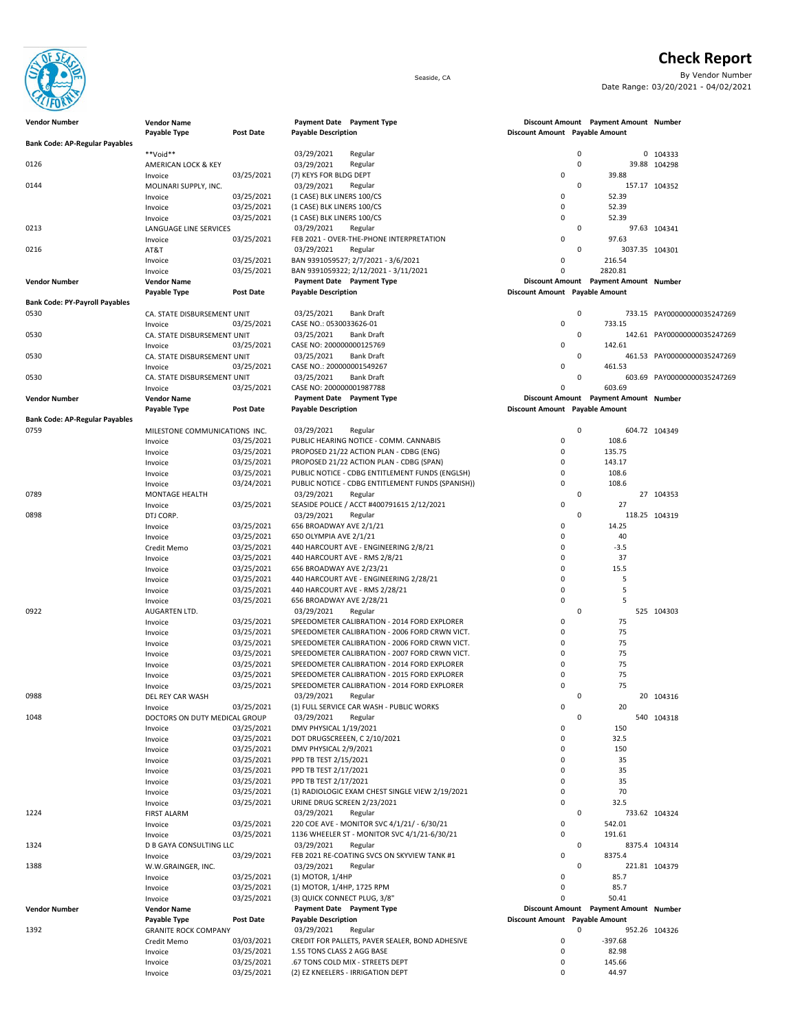# Check Report

Seaside, CA

By Vendor Number

Date Range: 03/20/2021 - 04/02/2021

| Vendor Number | Vendor Name / Payable Type | Post Date | Payment Date / Payable Description | Payment Type | Discount Amount | Payment Amount / Payable Amount | Number |
|---|---|---|---|---|---|---|---|
| **Bank Code: AP-Regular Payables** | | | | | | | |
| | **Void** | | 03/29/2021 | Regular | 0 | 0 | 104333 |
| 0126 | AMERICAN LOCK & KEY | | 03/29/2021 | Regular | 0 | 39.88 | 104298 |
| | Invoice | 03/25/2021 | (7) KEYS FOR BLDG DEPT | | 0 | 39.88 | |
| 0144 | MOLINARI SUPPLY, INC. | | 03/29/2021 | Regular | 0 | 157.17 | 104352 |
| | Invoice | 03/25/2021 | (1 CASE) BLK LINERS 100/CS | | 0 | 52.39 | |
| | Invoice | 03/25/2021 | (1 CASE) BLK LINERS 100/CS | | 0 | 52.39 | |
| | Invoice | 03/25/2021 | (1 CASE) BLK LINERS 100/CS | | 0 | 52.39 | |
| 0213 | LANGUAGE LINE SERVICES | | 03/29/2021 | Regular | 0 | 97.63 | 104341 |
| | Invoice | 03/25/2021 | FEB 2021 - OVER-THE-PHONE INTERPRETATION | | 0 | 97.63 | |
| 0216 | AT&T | | 03/29/2021 | Regular | 0 | 3037.35 | 104301 |
| | Invoice | 03/25/2021 | BAN 9391059527; 2/7/2021 - 3/6/2021 | | 0 | 216.54 | |
| | Invoice | 03/25/2021 | BAN 9391059322; 2/12/2021 - 3/11/2021 | | 0 | 2820.81 | |
| **Bank Code: PY-Payroll Payables** | | | | | | | |
| 0530 | CA. STATE DISBURSEMENT UNIT | | 03/25/2021 | Bank Draft | 0 | 733.15 | PAY00000000035247269 |
| | Invoice | 03/25/2021 | CASE NO.: 0530033626-01 | | 0 | 733.15 | |
| 0530 | CA. STATE DISBURSEMENT UNIT | | 03/25/2021 | Bank Draft | 0 | 142.61 | PAY00000000035247269 |
| | Invoice | 03/25/2021 | CASE NO: 200000000125769 | | 0 | 142.61 | |
| 0530 | CA. STATE DISBURSEMENT UNIT | | 03/25/2021 | Bank Draft | 0 | 461.53 | PAY00000000035247269 |
| | Invoice | 03/25/2021 | CASE NO.: 200000001549267 | | 0 | 461.53 | |
| 0530 | CA. STATE DISBURSEMENT UNIT | | 03/25/2021 | Bank Draft | 0 | 603.69 | PAY00000000035247269 |
| | Invoice | 03/25/2021 | CASE NO: 200000001987788 | | 0 | 603.69 | |
| **Bank Code: AP-Regular Payables** | | | | | | | |
| 0759 | MILESTONE COMMUNICATIONS INC. | | 03/29/2021 | Regular | 0 | 604.72 | 104349 |
| | Invoice | 03/25/2021 | PUBLIC HEARING NOTICE - COMM. CANNABIS | | 0 | 108.6 | |
| | Invoice | 03/25/2021 | PROPOSED 21/22 ACTION PLAN - CDBG (ENG) | | 0 | 135.75 | |
| | Invoice | 03/25/2021 | PROPOSED 21/22 ACTION PLAN - CDBG (SPAN) | | 0 | 143.17 | |
| | Invoice | 03/25/2021 | PUBLIC NOTICE - CDBG ENTITLEMENT FUNDS (ENGLSH) | | 0 | 108.6 | |
| | Invoice | 03/24/2021 | PUBLIC NOTICE - CDBG ENTITLEMENT FUNDS (SPANISH)) | | 0 | 108.6 | |
| 0789 | MONTAGE HEALTH | | 03/29/2021 | Regular | 0 | 27 | 104353 |
| | Invoice | 03/25/2021 | SEASIDE POLICE / ACCT #400791615 2/12/2021 | | 0 | 27 | |
| 0898 | DTJ CORP. | | 03/29/2021 | Regular | 0 | 118.25 | 104319 |
| | Invoice | 03/25/2021 | 656 BROADWAY AVE 2/1/21 | | 0 | 14.25 | |
| | Invoice | 03/25/2021 | 650 OLYMPIA AVE 2/1/21 | | 0 | 40 | |
| | Credit Memo | 03/25/2021 | 440 HARCOURT AVE - ENGINEERING 2/8/21 | | 0 | -3.5 | |
| | Invoice | 03/25/2021 | 440 HARCOURT AVE - RMS 2/8/21 | | 0 | 37 | |
| | Invoice | 03/25/2021 | 656 BROADWAY AVE 2/23/21 | | 0 | 15.5 | |
| | Invoice | 03/25/2021 | 440 HARCOURT AVE - ENGINEERING 2/28/21 | | 0 | 5 | |
| | Invoice | 03/25/2021 | 440 HARCOURT AVE - RMS 2/28/21 | | 0 | 5 | |
| | Invoice | 03/25/2021 | 656 BROADWAY AVE 2/28/21 | | 0 | 5 | |
| 0922 | AUGARTEN LTD. | | 03/29/2021 | Regular | 0 | 525 | 104303 |
| | Invoice | 03/25/2021 | SPEEDOMETER CALIBRATION - 2014 FORD EXPLORER | | 0 | 75 | |
| | Invoice | 03/25/2021 | SPEEDOMETER CALIBRATION - 2006 FORD CRWN VICT. | | 0 | 75 | |
| | Invoice | 03/25/2021 | SPEEDOMETER CALIBRATION - 2006 FORD CRWN VICT. | | 0 | 75 | |
| | Invoice | 03/25/2021 | SPEEDOMETER CALIBRATION - 2007 FORD CRWN VICT. | | 0 | 75 | |
| | Invoice | 03/25/2021 | SPEEDOMETER CALIBRATION - 2014 FORD EXPLORER | | 0 | 75 | |
| | Invoice | 03/25/2021 | SPEEDOMETER CALIBRATION - 2015 FORD EXPLORER | | 0 | 75 | |
| | Invoice | 03/25/2021 | SPEEDOMETER CALIBRATION - 2014 FORD EXPLORER | | 0 | 75 | |
| 0988 | DEL REY CAR WASH | | 03/29/2021 | Regular | 0 | 20 | 104316 |
| | Invoice | 03/25/2021 | (1) FULL SERVICE CAR WASH - PUBLIC WORKS | | 0 | 20 | |
| 1048 | DOCTORS ON DUTY MEDICAL GROUP | | 03/29/2021 | Regular | 0 | 540 | 104318 |
| | Invoice | 03/25/2021 | DMV PHYSICAL 1/19/2021 | | 0 | 150 | |
| | Invoice | 03/25/2021 | DOT DRUGSCREEEN, C 2/10/2021 | | 0 | 32.5 | |
| | Invoice | 03/25/2021 | DMV PHYSICAL 2/9/2021 | | 0 | 150 | |
| | Invoice | 03/25/2021 | PPD TB TEST 2/15/2021 | | 0 | 35 | |
| | Invoice | 03/25/2021 | PPD TB TEST 2/17/2021 | | 0 | 35 | |
| | Invoice | 03/25/2021 | PPD TB TEST 2/17/2021 | | 0 | 35 | |
| | Invoice | 03/25/2021 | (1) RADIOLOGIC EXAM CHEST SINGLE VIEW 2/19/2021 | | 0 | 70 | |
| | Invoice | 03/25/2021 | URINE DRUG SCREEN 2/23/2021 | | 0 | 32.5 | |
| 1224 | FIRST ALARM | | 03/29/2021 | Regular | 0 | 733.62 | 104324 |
| | Invoice | 03/25/2021 | 220 COE AVE - MONITOR SVC 4/1/21/ - 6/30/21 | | 0 | 542.01 | |
| | Invoice | 03/25/2021 | 1136 WHEELER ST - MONITOR SVC 4/1/21-6/30/21 | | 0 | 191.61 | |
| 1324 | D B GAYA CONSULTING LLC | | 03/29/2021 | Regular | 0 | 8375.4 | 104314 |
| | Invoice | 03/29/2021 | FEB 2021 RE-COATING SVCS ON SKYVIEW TANK #1 | | 0 | 8375.4 | |
| 1388 | W.W.GRAINGER, INC. | | 03/29/2021 | Regular | 0 | 221.81 | 104379 |
| | Invoice | 03/25/2021 | (1) MOTOR, 1/4HP | | 0 | 85.7 | |
| | Invoice | 03/25/2021 | (1) MOTOR, 1/4HP, 1725 RPM | | 0 | 85.7 | |
| | Invoice | 03/25/2021 | (3) QUICK CONNECT PLUG, 3/8" | | 0 | 50.41 | |
| 1392 | GRANITE ROCK COMPANY | | 03/29/2021 | Regular | 0 | 952.26 | 104326 |
| | Credit Memo | 03/03/2021 | CREDIT FOR PALLETS, PAVER SEALER, BOND ADHESIVE | | 0 | -397.68 | |
| | Invoice | 03/25/2021 | 1.55 TONS CLASS 2 AGG BASE | | 0 | 82.98 | |
| | Invoice | 03/25/2021 | .67 TONS COLD MIX - STREETS DEPT | | 0 | 145.66 | |
| | Invoice | 03/25/2021 | (2) EZ KNEELERS - IRRIGATION DEPT | | 0 | 44.97 | |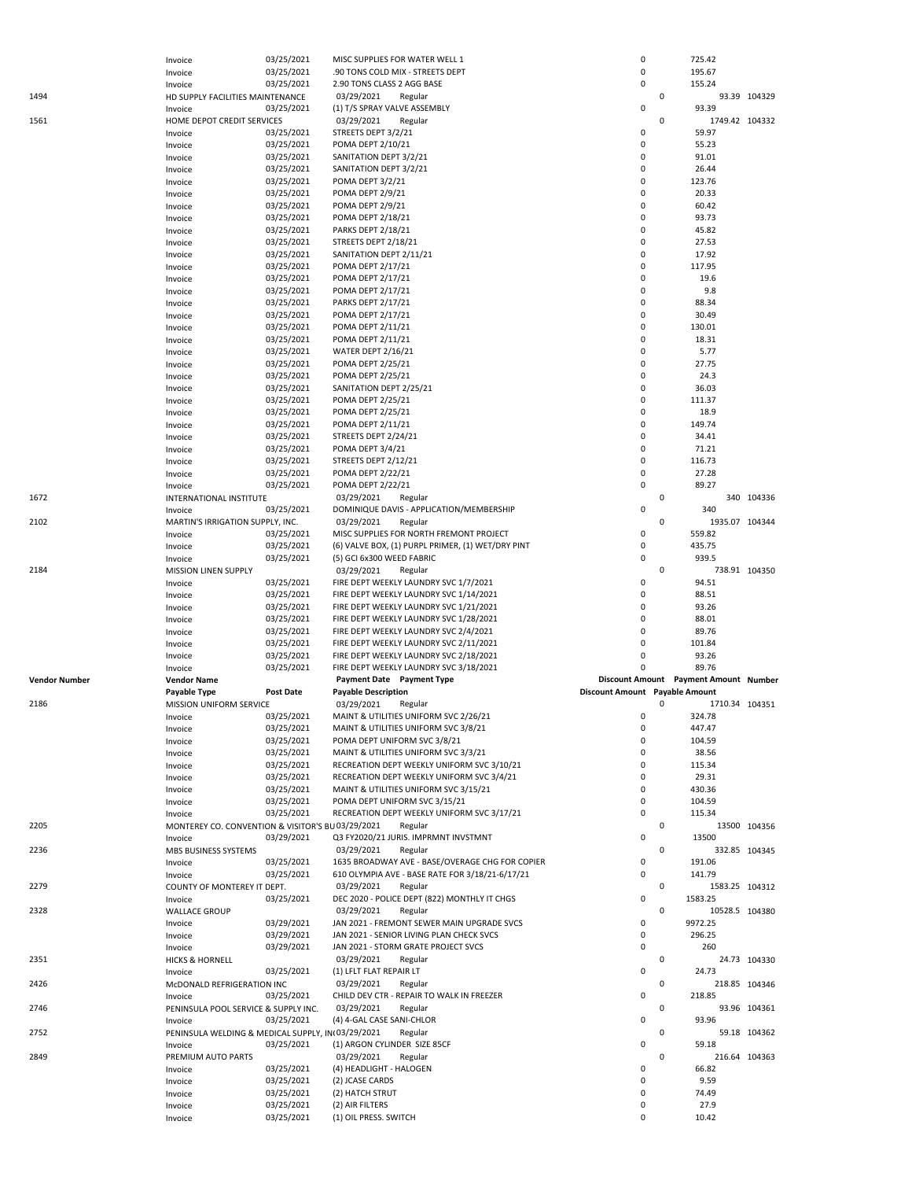| Vendor Number | Vendor Name | | Payment Date | Payment Type | Discount Amount | Payment Amount | Number |
|---|---|---|---|---|---|---|---|
| | Payable Type | Post Date | Payable Description | | Discount Amount | Payable Amount | |
| | Invoice | 03/25/2021 | MISC SUPPLIES FOR WATER WELL 1 | | 0 | 725.42 | |
| | Invoice | 03/25/2021 | .90 TONS COLD MIX - STREETS DEPT | | 0 | 195.67 | |
| | Invoice | 03/25/2021 | 2.90 TONS CLASS 2 AGG BASE | | 0 | 155.24 | |
| 1494 | HD SUPPLY FACILITIES MAINTENANCE | | 03/29/2021 | Regular | 0 | 93.39 | 104329 |
| | Invoice | 03/25/2021 | (1) T/S SPRAY VALVE ASSEMBLY | | 0 | 93.39 | |
| 1561 | HOME DEPOT CREDIT SERVICES | | 03/29/2021 | Regular | 0 | 1749.42 | 104332 |
| | Invoice | 03/25/2021 | STREETS DEPT 3/2/21 | | 0 | 59.97 | |
| | Invoice | 03/25/2021 | POMA DEPT 2/10/21 | | 0 | 55.23 | |
| | Invoice | 03/25/2021 | SANITATION DEPT 3/2/21 | | 0 | 91.01 | |
| | Invoice | 03/25/2021 | SANITATION DEPT 3/2/21 | | 0 | 26.44 | |
| | Invoice | 03/25/2021 | POMA DEPT 3/2/21 | | 0 | 123.76 | |
| | Invoice | 03/25/2021 | POMA DEPT 2/9/21 | | 0 | 20.33 | |
| | Invoice | 03/25/2021 | POMA DEPT 2/9/21 | | 0 | 60.42 | |
| | Invoice | 03/25/2021 | POMA DEPT 2/18/21 | | 0 | 93.73 | |
| | Invoice | 03/25/2021 | PARKS DEPT 2/18/21 | | 0 | 45.82 | |
| | Invoice | 03/25/2021 | STREETS DEPT 2/18/21 | | 0 | 27.53 | |
| | Invoice | 03/25/2021 | SANITATION DEPT 2/11/21 | | 0 | 17.92 | |
| | Invoice | 03/25/2021 | POMA DEPT 2/17/21 | | 0 | 117.95 | |
| | Invoice | 03/25/2021 | POMA DEPT 2/17/21 | | 0 | 19.6 | |
| | Invoice | 03/25/2021 | POMA DEPT 2/17/21 | | 0 | 9.8 | |
| | Invoice | 03/25/2021 | PARKS DEPT 2/17/21 | | 0 | 88.34 | |
| | Invoice | 03/25/2021 | POMA DEPT 2/17/21 | | 0 | 30.49 | |
| | Invoice | 03/25/2021 | POMA DEPT 2/11/21 | | 0 | 130.01 | |
| | Invoice | 03/25/2021 | POMA DEPT 2/11/21 | | 0 | 18.31 | |
| | Invoice | 03/25/2021 | WATER DEPT 2/16/21 | | 0 | 5.77 | |
| | Invoice | 03/25/2021 | POMA DEPT 2/25/21 | | 0 | 27.75 | |
| | Invoice | 03/25/2021 | POMA DEPT 2/25/21 | | 0 | 24.3 | |
| | Invoice | 03/25/2021 | SANITATION DEPT 2/25/21 | | 0 | 36.03 | |
| | Invoice | 03/25/2021 | POMA DEPT 2/25/21 | | 0 | 111.37 | |
| | Invoice | 03/25/2021 | POMA DEPT 2/25/21 | | 0 | 18.9 | |
| | Invoice | 03/25/2021 | POMA DEPT 2/11/21 | | 0 | 149.74 | |
| | Invoice | 03/25/2021 | STREETS DEPT 2/24/21 | | 0 | 34.41 | |
| | Invoice | 03/25/2021 | POMA DEPT 3/4/21 | | 0 | 71.21 | |
| | Invoice | 03/25/2021 | STREETS DEPT 2/12/21 | | 0 | 116.73 | |
| | Invoice | 03/25/2021 | POMA DEPT 2/22/21 | | 0 | 27.28 | |
| | Invoice | 03/25/2021 | POMA DEPT 2/22/21 | | 0 | 89.27 | |
| 1672 | INTERNATIONAL INSTITUTE | | 03/29/2021 | Regular | 0 | 340 | 104336 |
| | Invoice | 03/25/2021 | DOMINIQUE DAVIS - APPLICATION/MEMBERSHIP | | 0 | 340 | |
| 2102 | MARTIN'S IRRIGATION SUPPLY, INC. | | 03/29/2021 | Regular | 0 | 1935.07 | 104344 |
| | Invoice | 03/25/2021 | MISC SUPPLIES FOR NORTH FREMONT PROJECT | | 0 | 559.82 | |
| | Invoice | 03/25/2021 | (6) VALVE BOX, (1) PURPL PRIMER, (1) WET/DRY PINT | | 0 | 435.75 | |
| | Invoice | 03/25/2021 | (5) GCI 6x300 WEED FABRIC | | 0 | 939.5 | |
| 2184 | MISSION LINEN SUPPLY | | 03/29/2021 | Regular | 0 | 738.91 | 104350 |
| | Invoice | 03/25/2021 | FIRE DEPT WEEKLY LAUNDRY SVC 1/7/2021 | | 0 | 94.51 | |
| | Invoice | 03/25/2021 | FIRE DEPT WEEKLY LAUNDRY SVC 1/14/2021 | | 0 | 88.51 | |
| | Invoice | 03/25/2021 | FIRE DEPT WEEKLY LAUNDRY SVC 1/21/2021 | | 0 | 93.26 | |
| | Invoice | 03/25/2021 | FIRE DEPT WEEKLY LAUNDRY SVC 1/28/2021 | | 0 | 88.01 | |
| | Invoice | 03/25/2021 | FIRE DEPT WEEKLY LAUNDRY SVC 2/4/2021 | | 0 | 89.76 | |
| | Invoice | 03/25/2021 | FIRE DEPT WEEKLY LAUNDRY SVC 2/11/2021 | | 0 | 101.84 | |
| | Invoice | 03/25/2021 | FIRE DEPT WEEKLY LAUNDRY SVC 2/18/2021 | | 0 | 93.26 | |
| | Invoice | 03/25/2021 | FIRE DEPT WEEKLY LAUNDRY SVC 3/18/2021 | | 0 | 89.76 | |
| 2186 | MISSION UNIFORM SERVICE | | 03/29/2021 | Regular | 0 | 1710.34 | 104351 |
| | Invoice | 03/25/2021 | MAINT & UTILITIES UNIFORM SVC 2/26/21 | | 0 | 324.78 | |
| | Invoice | 03/25/2021 | MAINT & UTILITIES UNIFORM SVC 3/8/21 | | 0 | 447.47 | |
| | Invoice | 03/25/2021 | POMA DEPT UNIFORM SVC 3/8/21 | | 0 | 104.59 | |
| | Invoice | 03/25/2021 | MAINT & UTILITIES UNIFORM SVC 3/3/21 | | 0 | 38.56 | |
| | Invoice | 03/25/2021 | RECREATION DEPT WEEKLY UNIFORM SVC 3/10/21 | | 0 | 115.34 | |
| | Invoice | 03/25/2021 | RECREATION DEPT WEEKLY UNIFORM SVC 3/4/21 | | 0 | 29.31 | |
| | Invoice | 03/25/2021 | MAINT & UTILITIES UNIFORM SVC 3/15/21 | | 0 | 430.36 | |
| | Invoice | 03/25/2021 | POMA DEPT UNIFORM SVC 3/15/21 | | 0 | 104.59 | |
| | Invoice | 03/25/2021 | RECREATION DEPT WEEKLY UNIFORM SVC 3/17/21 | | 0 | 115.34 | |
| 2205 | MONTEREY CO. CONVENTION & VISITOR'S BU | | 03/29/2021 | Regular | 0 | 13500 | 104356 |
| | Invoice | 03/29/2021 | Q3 FY2020/21 JURIS. IMPRMNT INVSTMNT | | 0 | 13500 | |
| 2236 | MBS BUSINESS SYSTEMS | | 03/29/2021 | Regular | 0 | 332.85 | 104345 |
| | Invoice | 03/25/2021 | 1635 BROADWAY AVE - BASE/OVERAGE CHG FOR COPIER | | 0 | 191.06 | |
| | Invoice | 03/25/2021 | 610 OLYMPIA AVE - BASE RATE FOR 3/18/21-6/17/21 | | 0 | 141.79 | |
| 2279 | COUNTY OF MONTEREY IT DEPT. | | 03/29/2021 | Regular | 0 | 1583.25 | 104312 |
| | Invoice | 03/25/2021 | DEC 2020 - POLICE DEPT (822) MONTHLY IT CHGS | | 0 | 1583.25 | |
| 2328 | WALLACE GROUP | | 03/29/2021 | Regular | 0 | 10528.5 | 104380 |
| | Invoice | 03/29/2021 | JAN 2021 - FREMONT SEWER MAIN UPGRADE SVCS | | 0 | 9972.25 | |
| | Invoice | 03/29/2021 | JAN 2021 - SENIOR LIVING PLAN CHECK SVCS | | 0 | 296.25 | |
| | Invoice | 03/29/2021 | JAN 2021 - STORM GRATE PROJECT SVCS | | 0 | 260 | |
| 2351 | HICKS & HORNELL | | 03/29/2021 | Regular | 0 | 24.73 | 104330 |
| | Invoice | 03/25/2021 | (1) LFLT FLAT REPAIR LT | | 0 | 24.73 | |
| 2426 | McDONALD REFRIGERATION INC | | 03/29/2021 | Regular | 0 | 218.85 | 104346 |
| | Invoice | 03/25/2021 | CHILD DEV CTR - REPAIR TO WALK IN FREEZER | | 0 | 218.85 | |
| 2746 | PENINSULA POOL SERVICE & SUPPLY INC. | | 03/29/2021 | Regular | 0 | 93.96 | 104361 |
| | Invoice | 03/25/2021 | (4) 4-GAL CASE SANI-CHLOR | | 0 | 93.96 | |
| 2752 | PENINSULA WELDING & MEDICAL SUPPLY, IN | | 03/29/2021 | Regular | 0 | 59.18 | 104362 |
| | Invoice | 03/25/2021 | (1) ARGON CYLINDER SIZE 85CF | | 0 | 59.18 | |
| 2849 | PREMIUM AUTO PARTS | | 03/29/2021 | Regular | 0 | 216.64 | 104363 |
| | Invoice | 03/25/2021 | (4) HEADLIGHT - HALOGEN | | 0 | 66.82 | |
| | Invoice | 03/25/2021 | (2) JCASE CARDS | | 0 | 9.59 | |
| | Invoice | 03/25/2021 | (2) HATCH STRUT | | 0 | 74.49 | |
| | Invoice | 03/25/2021 | (2) AIR FILTERS | | 0 | 27.9 | |
| | Invoice | 03/25/2021 | (1) OIL PRESS. SWITCH | | 0 | 10.42 | |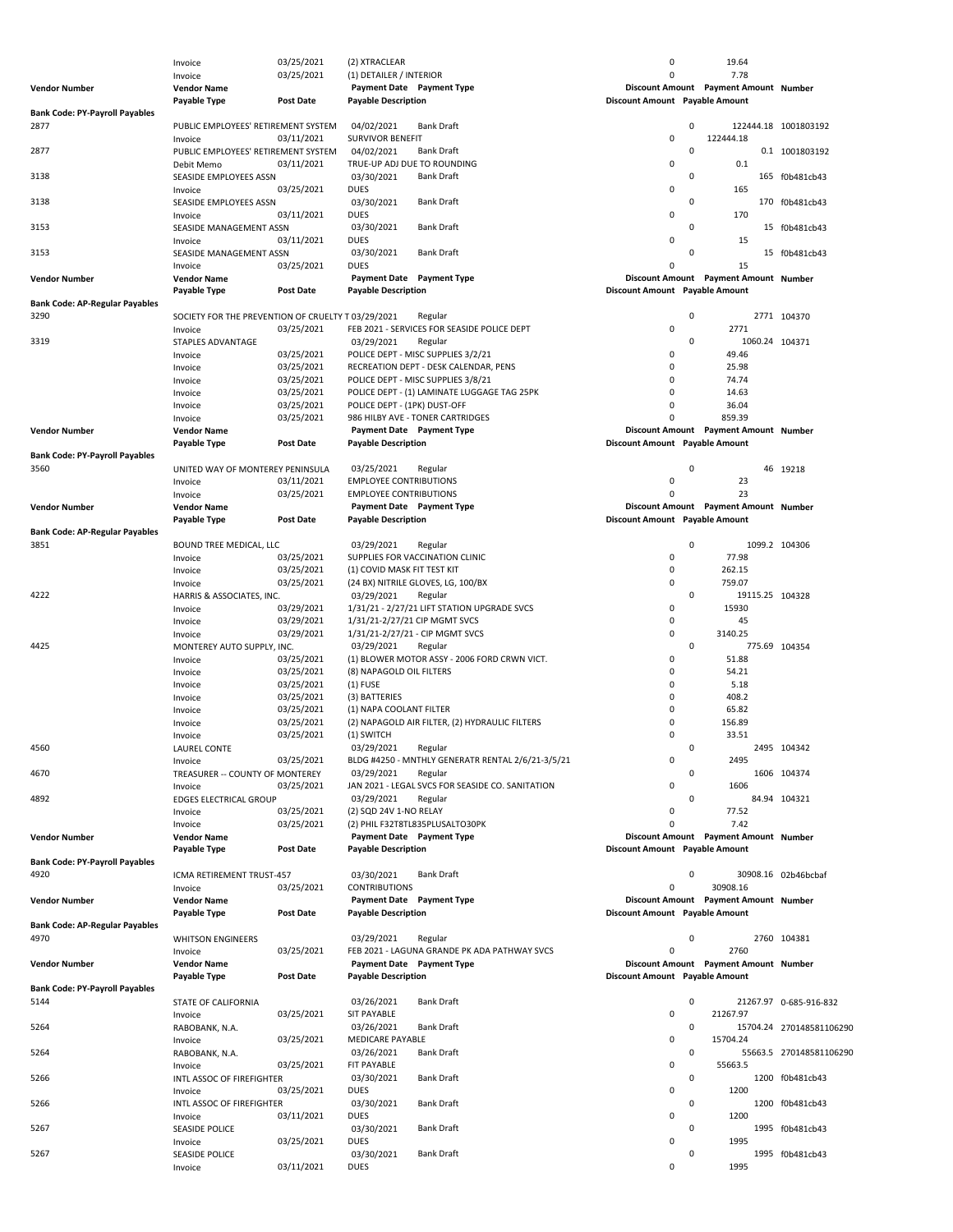| | | | | | | | | |
|---|---|---|---|---|---|---|---|---|
| | Invoice | 03/25/2021 | (2) XTRACLEAR | | 0 | | 19.64 | |
| | Invoice | 03/25/2021 | (1) DETAILER / INTERIOR | | 0 | | 7.78 | |
| **Vendor Number** | **Vendor Name** | | **Payment Date** | **Payment Type** | | **Discount Amount** | **Payment Amount** | **Number** |
| | **Payable Type** | **Post Date** | **Payable Description** | | **Discount Amount** | | **Payable Amount** | |
| **Bank Code: PY-Payroll Payables** | | | | | | | | |
| 2877 | PUBLIC EMPLOYEES' RETIREMENT SYSTEM | | 04/02/2021 | Bank Draft | | 0 | 122444.18 | 1001803192 |
| | Invoice | 03/11/2021 | SURVIVOR BENEFIT | | 0 | | 122444.18 | |
| 2877 | PUBLIC EMPLOYEES' RETIREMENT SYSTEM | | 04/02/2021 | Bank Draft | | 0 | 0.1 | 1001803192 |
| | Debit Memo | 03/11/2021 | TRUE-UP ADJ DUE TO ROUNDING | | 0 | | 0.1 | |
| 3138 | SEASIDE EMPLOYEES ASSN | | 03/30/2021 | Bank Draft | | 0 | 165 | f0b481cb43 |
| | Invoice | 03/25/2021 | DUES | | 0 | | 165 | |
| 3138 | SEASIDE EMPLOYEES ASSN | | 03/30/2021 | Bank Draft | | 0 | 170 | f0b481cb43 |
| | Invoice | 03/11/2021 | DUES | | 0 | | 170 | |
| 3153 | SEASIDE MANAGEMENT ASSN | | 03/30/2021 | Bank Draft | | 0 | 15 | f0b481cb43 |
| | Invoice | 03/11/2021 | DUES | | 0 | | 15 | |
| 3153 | SEASIDE MANAGEMENT ASSN | | 03/30/2021 | Bank Draft | | 0 | 15 | f0b481cb43 |
| | Invoice | 03/25/2021 | DUES | | 0 | | 15 | |
| **Vendor Number** | **Vendor Name** | | **Payment Date** | **Payment Type** | | **Discount Amount** | **Payment Amount** | **Number** |
| | **Payable Type** | **Post Date** | **Payable Description** | | **Discount Amount** | | **Payable Amount** | |
| **Bank Code: AP-Regular Payables** | | | | | | | | |
| 3290 | SOCIETY FOR THE PREVENTION OF CRUELTY T | | 03/29/2021 | Regular | | 0 | 2771 | 104370 |
| | Invoice | 03/25/2021 | FEB 2021 - SERVICES FOR SEASIDE POLICE DEPT | | 0 | | 2771 | |
| 3319 | STAPLES ADVANTAGE | | 03/29/2021 | Regular | | 0 | 1060.24 | 104371 |
| | Invoice | 03/25/2021 | POLICE DEPT - MISC SUPPLIES 3/2/21 | | 0 | | 49.46 | |
| | Invoice | 03/25/2021 | RECREATION DEPT - DESK CALENDAR, PENS | | 0 | | 25.98 | |
| | Invoice | 03/25/2021 | POLICE DEPT - MISC SUPPLIES 3/8/21 | | 0 | | 74.74 | |
| | Invoice | 03/25/2021 | POLICE DEPT - (1) LAMINATE LUGGAGE TAG 25PK | | 0 | | 14.63 | |
| | Invoice | 03/25/2021 | POLICE DEPT - (1PK) DUST-OFF | | 0 | | 36.04 | |
| | Invoice | 03/25/2021 | 986 HILBY AVE - TONER CARTRIDGES | | 0 | | 859.39 | |
| **Vendor Number** | **Vendor Name** | | **Payment Date** | **Payment Type** | | **Discount Amount** | **Payment Amount** | **Number** |
| | **Payable Type** | **Post Date** | **Payable Description** | | **Discount Amount** | | **Payable Amount** | |
| **Bank Code: PY-Payroll Payables** | | | | | | | | |
| 3560 | UNITED WAY OF MONTEREY PENINSULA | | 03/25/2021 | Regular | | 0 | 46 | 19218 |
| | Invoice | 03/11/2021 | EMPLOYEE CONTRIBUTIONS | | 0 | | 23 | |
| | Invoice | 03/25/2021 | EMPLOYEE CONTRIBUTIONS | | 0 | | 23 | |
| **Vendor Number** | **Vendor Name** | | **Payment Date** | **Payment Type** | | **Discount Amount** | **Payment Amount** | **Number** |
| | **Payable Type** | **Post Date** | **Payable Description** | | **Discount Amount** | | **Payable Amount** | |
| **Bank Code: AP-Regular Payables** | | | | | | | | |
| 3851 | BOUND TREE MEDICAL, LLC | | 03/29/2021 | Regular | | 0 | 1099.2 | 104306 |
| | Invoice | 03/25/2021 | SUPPLIES FOR VACCINATION CLINIC | | 0 | | 77.98 | |
| | Invoice | 03/25/2021 | (1) COVID MASK FIT TEST KIT | | 0 | | 262.15 | |
| | Invoice | 03/25/2021 | (24 BX) NITRILE GLOVES, LG, 100/BX | | 0 | | 759.07 | |
| 4222 | HARRIS & ASSOCIATES, INC. | | 03/29/2021 | Regular | | 0 | 19115.25 | 104328 |
| | Invoice | 03/29/2021 | 1/31/21 - 2/27/21 LIFT STATION UPGRADE SVCS | | 0 | | 15930 | |
| | Invoice | 03/29/2021 | 1/31/21-2/27/21 CIP MGMT SVCS | | 0 | | 45 | |
| | Invoice | 03/29/2021 | 1/31/21-2/27/21 - CIP MGMT SVCS | | 0 | | 3140.25 | |
| 4425 | MONTEREY AUTO SUPPLY, INC. | | 03/29/2021 | Regular | | 0 | 775.69 | 104354 |
| | Invoice | 03/25/2021 | (1) BLOWER MOTOR ASSY - 2006 FORD CRWN VICT. | | 0 | | 51.88 | |
| | Invoice | 03/25/2021 | (8) NAPAGOLD OIL FILTERS | | 0 | | 54.21 | |
| | Invoice | 03/25/2021 | (1) FUSE | | 0 | | 5.18 | |
| | Invoice | 03/25/2021 | (3) BATTERIES | | 0 | | 408.2 | |
| | Invoice | 03/25/2021 | (1) NAPA COOLANT FILTER | | 0 | | 65.82 | |
| | Invoice | 03/25/2021 | (2) NAPAGOLD AIR FILTER, (2) HYDRAULIC FILTERS | | 0 | | 156.89 | |
| | Invoice | 03/25/2021 | (1) SWITCH | | 0 | | 33.51 | |
| 4560 | LAUREL CONTE | | 03/29/2021 | Regular | | 0 | 2495 | 104342 |
| | Invoice | 03/25/2021 | BLDG #4250 - MNTHLY GENERATR RENTAL 2/6/21-3/5/21 | | 0 | | 2495 | |
| 4670 | TREASURER -- COUNTY OF MONTEREY | | 03/29/2021 | Regular | | 0 | 1606 | 104374 |
| | Invoice | 03/25/2021 | JAN 2021 - LEGAL SVCS FOR SEASIDE CO. SANITATION | | 0 | | 1606 | |
| 4892 | EDGES ELECTRICAL GROUP | | 03/29/2021 | Regular | | 0 | 84.94 | 104321 |
| | Invoice | 03/25/2021 | (2) SQD 24V 1-NO RELAY | | 0 | | 77.52 | |
| | Invoice | 03/25/2021 | (2) PHIL F32T8TL835PLUSALTO30PK | | 0 | | 7.42 | |
| **Vendor Number** | **Vendor Name** | | **Payment Date** | **Payment Type** | | **Discount Amount** | **Payment Amount** | **Number** |
| | **Payable Type** | **Post Date** | **Payable Description** | | **Discount Amount** | | **Payable Amount** | |
| **Bank Code: PY-Payroll Payables** | | | | | | | | |
| 4920 | ICMA RETIREMENT TRUST-457 | | 03/30/2021 | Bank Draft | | 0 | 30908.16 | 02b46bcbaf |
| | Invoice | 03/25/2021 | CONTRIBUTIONS | | 0 | | 30908.16 | |
| **Vendor Number** | **Vendor Name** | | **Payment Date** | **Payment Type** | | **Discount Amount** | **Payment Amount** | **Number** |
| | **Payable Type** | **Post Date** | **Payable Description** | | **Discount Amount** | | **Payable Amount** | |
| **Bank Code: AP-Regular Payables** | | | | | | | | |
| 4970 | WHITSON ENGINEERS | | 03/29/2021 | Regular | | 0 | 2760 | 104381 |
| | Invoice | 03/25/2021 | FEB 2021 - LAGUNA GRANDE PK ADA PATHWAY SVCS | | 0 | | 2760 | |
| **Vendor Number** | **Vendor Name** | | **Payment Date** | **Payment Type** | | **Discount Amount** | **Payment Amount** | **Number** |
| | **Payable Type** | **Post Date** | **Payable Description** | | **Discount Amount** | | **Payable Amount** | |
| **Bank Code: PY-Payroll Payables** | | | | | | | | |
| 5144 | STATE OF CALIFORNIA | | 03/26/2021 | Bank Draft | | 0 | 21267.97 | 0-685-916-832 |
| | Invoice | 03/25/2021 | SIT PAYABLE | | 0 | | 21267.97 | |
| 5264 | RABOBANK, N.A. | | 03/26/2021 | Bank Draft | | 0 | 15704.24 | 270148581106290 |
| | Invoice | 03/25/2021 | MEDICARE PAYABLE | | 0 | | 15704.24 | |
| 5264 | RABOBANK, N.A. | | 03/26/2021 | Bank Draft | | 0 | 55663.5 | 270148581106290 |
| | Invoice | 03/25/2021 | FIT PAYABLE | | 0 | | 55663.5 | |
| 5266 | INTL ASSOC OF FIREFIGHTER | | 03/30/2021 | Bank Draft | | 0 | 1200 | f0b481cb43 |
| | Invoice | 03/25/2021 | DUES | | 0 | | 1200 | |
| 5266 | INTL ASSOC OF FIREFIGHTER | | 03/30/2021 | Bank Draft | | 0 | 1200 | f0b481cb43 |
| | Invoice | 03/11/2021 | DUES | | 0 | | 1200 | |
| 5267 | SEASIDE POLICE | | 03/30/2021 | Bank Draft | | 0 | 1995 | f0b481cb43 |
| | Invoice | 03/25/2021 | DUES | | 0 | | 1995 | |
| 5267 | SEASIDE POLICE | | 03/30/2021 | Bank Draft | | 0 | 1995 | f0b481cb43 |
| | Invoice | 03/11/2021 | DUES | | 0 | | 1995 | |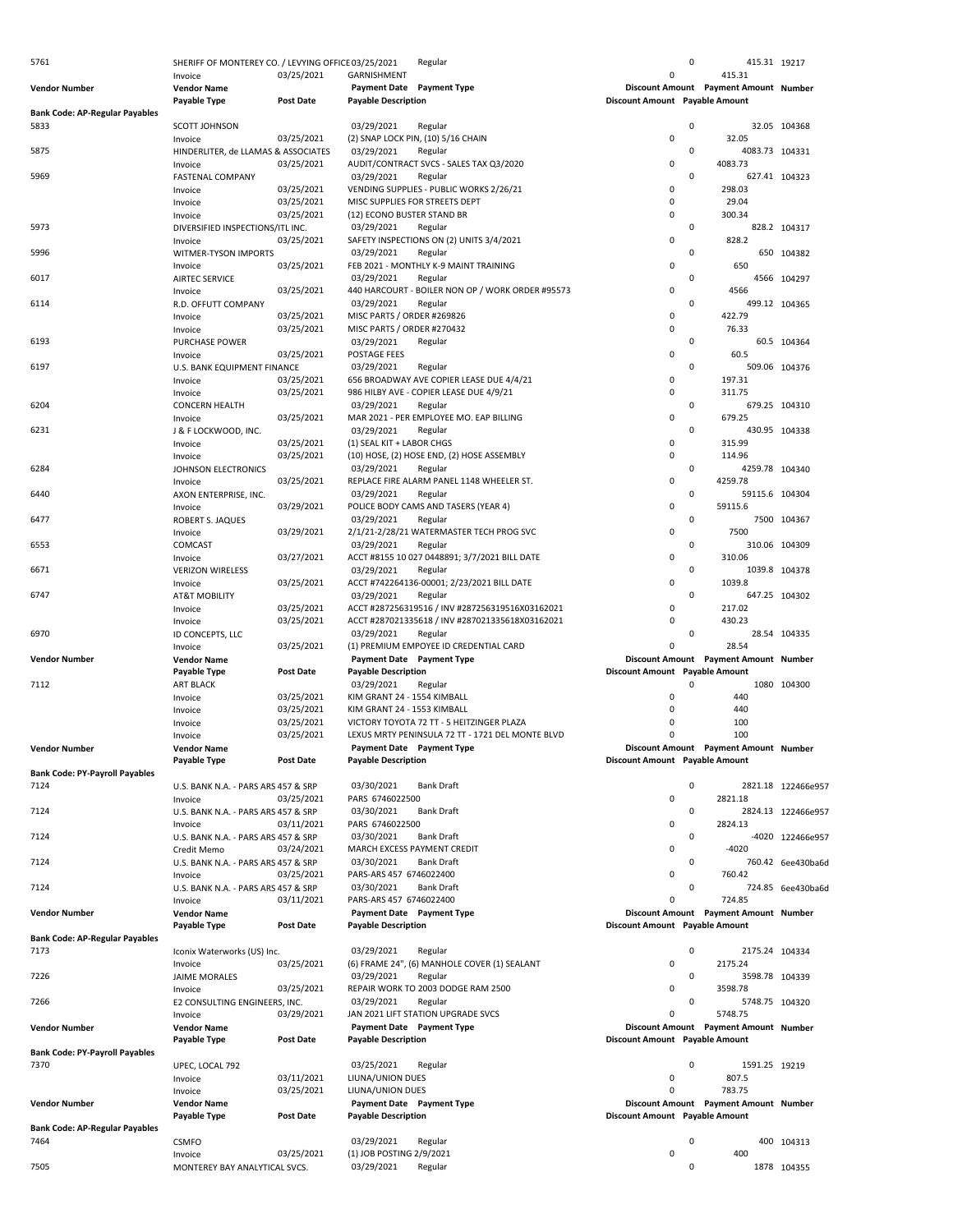| Vendor Number | Vendor Name | | Payment Date | Payment Type | Discount Amount | Payment Amount | Number |
|---|---|---|---|---|---|---|---|
| | Payable Type | Post Date | Payable Description | | Discount Amount | Payable Amount | |
| 5761 | SHERIFF OF MONTEREY CO. / LEVYING OFFICE | | 03/25/2021 | Regular | 0 | 415.31 | 19217 |
| | Invoice | 03/25/2021 | GARNISHMENT | | 0 | 415.31 | |
| **Vendor Number** | **Vendor Name** | | **Payment Date** | **Payment Type** | **Discount Amount** | **Payment Amount** | **Number** |
| | **Payable Type** | **Post Date** | **Payable Description** | | **Discount Amount** | **Payable Amount** | |
| **Bank Code: AP-Regular Payables** | | | | | | | |
| 5833 | SCOTT JOHNSON | | 03/29/2021 | Regular | 0 | 32.05 | 104368 |
| | Invoice | 03/25/2021 | (2) SNAP LOCK PIN, (10) 5/16 CHAIN | | 0 | 32.05 | |
| 5875 | HINDERLITER, de LLAMAS & ASSOCIATES | | 03/29/2021 | Regular | 0 | 4083.73 | 104331 |
| | Invoice | 03/25/2021 | AUDIT/CONTRACT SVCS - SALES TAX Q3/2020 | | 0 | 4083.73 | |
| 5969 | FASTENAL COMPANY | | 03/29/2021 | Regular | 0 | 627.41 | 104323 |
| | Invoice | 03/25/2021 | VENDING SUPPLIES - PUBLIC WORKS 2/26/21 | | 0 | 298.03 | |
| | Invoice | 03/25/2021 | MISC SUPPLIES FOR STREETS DEPT | | 0 | 29.04 | |
| | Invoice | 03/25/2021 | (12) ECONO BUSTER STAND BR | | 0 | 300.34 | |
| 5973 | DIVERSIFIED INSPECTIONS/ITL INC. | | 03/29/2021 | Regular | 0 | 828.2 | 104317 |
| | Invoice | 03/25/2021 | SAFETY INSPECTIONS ON (2) UNITS 3/4/2021 | | 0 | 828.2 | |
| 5996 | WITMER-TYSON IMPORTS | | 03/29/2021 | Regular | 0 | 650 | 104382 |
| | Invoice | 03/25/2021 | FEB 2021 - MONTHLY K-9 MAINT TRAINING | | 0 | 650 | |
| 6017 | AIRTEC SERVICE | | 03/29/2021 | Regular | 0 | 4566 | 104297 |
| | Invoice | 03/25/2021 | 440 HARCOURT - BOILER NON OP / WORK ORDER #95573 | | 0 | 4566 | |
| 6114 | R.D. OFFUTT COMPANY | | 03/29/2021 | Regular | 0 | 499.12 | 104365 |
| | Invoice | 03/25/2021 | MISC PARTS / ORDER #269826 | | 0 | 422.79 | |
| | Invoice | 03/25/2021 | MISC PARTS / ORDER #270432 | | 0 | 76.33 | |
| 6193 | PURCHASE POWER | | 03/29/2021 | Regular | 0 | 60.5 | 104364 |
| | Invoice | 03/25/2021 | POSTAGE FEES | | 0 | 60.5 | |
| 6197 | U.S. BANK EQUIPMENT FINANCE | | 03/29/2021 | Regular | 0 | 509.06 | 104376 |
| | Invoice | 03/25/2021 | 656 BROADWAY AVE COPIER LEASE DUE 4/4/21 | | 0 | 197.31 | |
| | Invoice | 03/25/2021 | 986 HILBY AVE - COPIER LEASE DUE 4/9/21 | | 0 | 311.75 | |
| 6204 | CONCERN HEALTH | | 03/29/2021 | Regular | 0 | 679.25 | 104310 |
| | Invoice | 03/25/2021 | MAR 2021 - PER EMPLOYEE MO. EAP BILLING | | 0 | 679.25 | |
| 6231 | J & F LOCKWOOD, INC. | | 03/29/2021 | Regular | 0 | 430.95 | 104338 |
| | Invoice | 03/25/2021 | (1) SEAL KIT + LABOR CHGS | | 0 | 315.99 | |
| | Invoice | 03/25/2021 | (10) HOSE, (2) HOSE END, (2) HOSE ASSEMBLY | | 0 | 114.96 | |
| 6284 | JOHNSON ELECTRONICS | | 03/29/2021 | Regular | 0 | 4259.78 | 104340 |
| | Invoice | 03/25/2021 | REPLACE FIRE ALARM PANEL 1148 WHEELER ST. | | 0 | 4259.78 | |
| 6440 | AXON ENTERPRISE, INC. | | 03/29/2021 | Regular | 0 | 59115.6 | 104304 |
| | Invoice | 03/29/2021 | POLICE BODY CAMS AND TASERS (YEAR 4) | | 0 | 59115.6 | |
| 6477 | ROBERT S. JAQUES | | 03/29/2021 | Regular | 0 | 7500 | 104367 |
| | Invoice | 03/29/2021 | 2/1/21-2/28/21 WATERMASTER TECH PROG SVC | | 0 | 7500 | |
| 6553 | COMCAST | | 03/29/2021 | Regular | 0 | 310.06 | 104309 |
| | Invoice | 03/27/2021 | ACCT #8155 10 027 0448891; 3/7/2021 BILL DATE | | 0 | 310.06 | |
| 6671 | VERIZON WIRELESS | | 03/29/2021 | Regular | 0 | 1039.8 | 104378 |
| | Invoice | 03/25/2021 | ACCT #742264136-00001; 2/23/2021 BILL DATE | | 0 | 1039.8 | |
| 6747 | AT&T MOBILITY | | 03/29/2021 | Regular | 0 | 647.25 | 104302 |
| | Invoice | 03/25/2021 | ACCT #287256319516 / INV #287256319516X03162021 | | 0 | 217.02 | |
| | Invoice | 03/25/2021 | ACCT #287021335618 / INV #287021335618X03162021 | | 0 | 430.23 | |
| 6970 | ID CONCEPTS, LLC | | 03/29/2021 | Regular | 0 | 28.54 | 104335 |
| | Invoice | 03/25/2021 | (1) PREMIUM EMPOYEE ID CREDENTIAL CARD | | 0 | 28.54 | |
| **Vendor Number** | **Vendor Name** | | **Payment Date** | **Payment Type** | **Discount Amount** | **Payment Amount** | **Number** |
| | **Payable Type** | **Post Date** | **Payable Description** | | **Discount Amount** | **Payable Amount** | |
| 7112 | ART BLACK | | 03/29/2021 | Regular | 0 | 1080 | 104300 |
| | Invoice | 03/25/2021 | KIM GRANT 24 - 1554 KIMBALL | | 0 | 440 | |
| | Invoice | 03/25/2021 | KIM GRANT 24 - 1553 KIMBALL | | 0 | 440 | |
| | Invoice | 03/25/2021 | VICTORY TOYOTA 72 TT - 5 HEITZINGER PLAZA | | 0 | 100 | |
| | Invoice | 03/25/2021 | LEXUS MRTY PENINSULA 72 TT - 1721 DEL MONTE BLVD | | 0 | 100 | |
| **Vendor Number** | **Vendor Name** | | **Payment Date** | **Payment Type** | **Discount Amount** | **Payment Amount** | **Number** |
| | **Payable Type** | **Post Date** | **Payable Description** | | **Discount Amount** | **Payable Amount** | |
| **Bank Code: PY-Payroll Payables** | | | | | | | |
| 7124 | U.S. BANK N.A. - PARS ARS 457 & SRP | | 03/30/2021 | Bank Draft | 0 | 2821.18 | 122466e957 |
| | Invoice | 03/25/2021 | PARS 6746022500 | | 0 | 2821.18 | |
| 7124 | U.S. BANK N.A. - PARS ARS 457 & SRP | | 03/30/2021 | Bank Draft | 0 | 2824.13 | 122466e957 |
| | Invoice | 03/11/2021 | PARS 6746022500 | | 0 | 2824.13 | |
| 7124 | U.S. BANK N.A. - PARS ARS 457 & SRP | | 03/30/2021 | Bank Draft | 0 | -4020 | 122466e957 |
| | Credit Memo | 03/24/2021 | MARCH EXCESS PAYMENT CREDIT | | 0 | -4020 | |
| 7124 | U.S. BANK N.A. - PARS ARS 457 & SRP | | 03/30/2021 | Bank Draft | 0 | 760.42 | 6ee430ba6d |
| | Invoice | 03/25/2021 | PARS-ARS 457 6746022400 | | 0 | 760.42 | |
| 7124 | U.S. BANK N.A. - PARS ARS 457 & SRP | | 03/30/2021 | Bank Draft | 0 | 724.85 | 6ee430ba6d |
| | Invoice | 03/11/2021 | PARS-ARS 457 6746022400 | | 0 | 724.85 | |
| **Vendor Number** | **Vendor Name** | | **Payment Date** | **Payment Type** | **Discount Amount** | **Payment Amount** | **Number** |
| | **Payable Type** | **Post Date** | **Payable Description** | | **Discount Amount** | **Payable Amount** | |
| **Bank Code: AP-Regular Payables** | | | | | | | |
| 7173 | Iconix Waterworks (US) Inc. | | 03/29/2021 | Regular | 0 | 2175.24 | 104334 |
| | Invoice | 03/25/2021 | (6) FRAME 24", (6) MANHOLE COVER (1) SEALANT | | 0 | 2175.24 | |
| 7226 | JAIME MORALES | | 03/29/2021 | Regular | 0 | 3598.78 | 104339 |
| | Invoice | 03/25/2021 | REPAIR WORK TO 2003 DODGE RAM 2500 | | 0 | 3598.78 | |
| 7266 | E2 CONSULTING ENGINEERS, INC. | | 03/29/2021 | Regular | 0 | 5748.75 | 104320 |
| | Invoice | 03/29/2021 | JAN 2021 LIFT STATION UPGRADE SVCS | | 0 | 5748.75 | |
| **Vendor Number** | **Vendor Name** | | **Payment Date** | **Payment Type** | **Discount Amount** | **Payment Amount** | **Number** |
| | **Payable Type** | **Post Date** | **Payable Description** | | **Discount Amount** | **Payable Amount** | |
| **Bank Code: PY-Payroll Payables** | | | | | | | |
| 7370 | UPEC, LOCAL 792 | | 03/25/2021 | Regular | 0 | 1591.25 | 19219 |
| | Invoice | 03/11/2021 | LIUNA/UNION DUES | | 0 | 807.5 | |
| | Invoice | 03/25/2021 | LIUNA/UNION DUES | | 0 | 783.75 | |
| **Vendor Number** | **Vendor Name** | | **Payment Date** | **Payment Type** | **Discount Amount** | **Payment Amount** | **Number** |
| | **Payable Type** | **Post Date** | **Payable Description** | | **Discount Amount** | **Payable Amount** | |
| **Bank Code: AP-Regular Payables** | | | | | | | |
| 7464 | CSMFO | | 03/29/2021 | Regular | 0 | 400 | 104313 |
| | Invoice | 03/25/2021 | (1) JOB POSTING 2/9/2021 | | 0 | 400 | |
| 7505 | MONTEREY BAY ANALYTICAL SVCS. | | 03/29/2021 | Regular | 0 | 1878 | 104355 |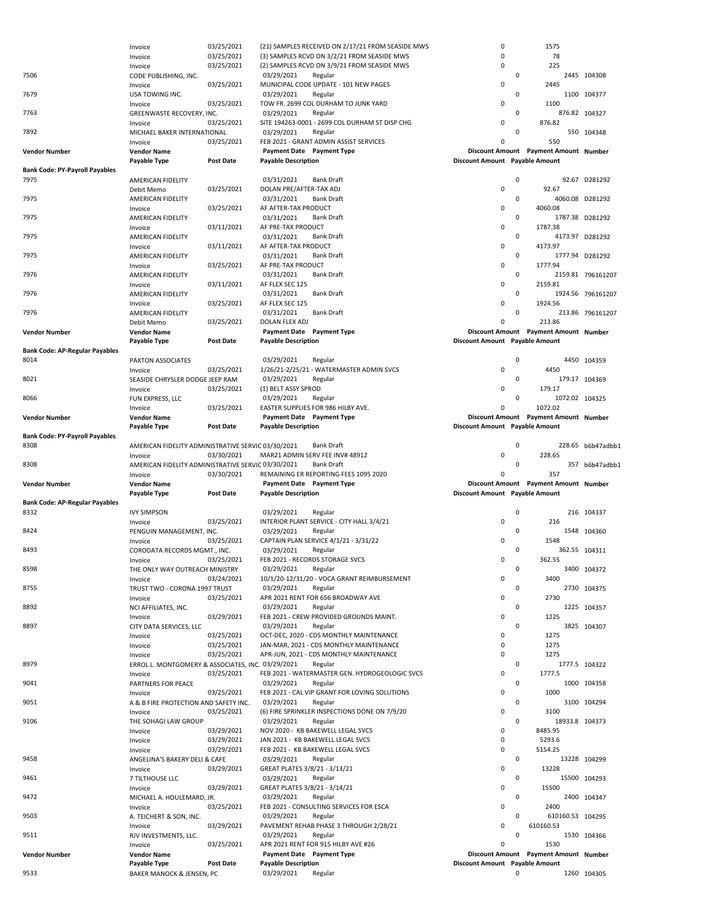| Vendor Number | Vendor Name | | Payment Date | Payment Type | Discount Amount | Payment Amount | Number |
|---|---|---|---|---|---|---|---|
| | Payable Type | Post Date | Payable Description | | Discount Amount | Payable Amount | |
| | Invoice | 03/25/2021 | (21) SAMPLES RECEIVED ON 2/17/21 FROM SEASIDE MWS | | 0 | 1575 | |
| | Invoice | 03/25/2021 | (3) SAMPLES RCVD ON 3/2/21 FROM SEASIDE MWS | | 0 | 78 | |
| | Invoice | 03/25/2021 | (2) SAMPLES RCVD ON 3/9/21 FROM SEASIDE MWS | | 0 | 225 | |
| 7506 | CODE PUBLISHING, INC. | | 03/29/2021 | Regular | 0 | 2445 | 104308 |
| | Invoice | 03/25/2021 | MUNICIPAL CODE UPDATE - 101 NEW PAGES | | 0 | 2445 | |
| 7679 | USA TOWING INC. | | 03/29/2021 | Regular | 0 | 1100 | 104377 |
| | Invoice | 03/25/2021 | TOW FR. 2699 COL DURHAM TO JUNK YARD | | 0 | 1100 | |
| 7763 | GREENWASTE RECOVERY, INC. | | 03/29/2021 | Regular | 0 | 876.82 | 104327 |
| | Invoice | 03/25/2021 | SITE 194263-0001 - 2699 COL DURHAM ST DISP CHG | | 0 | 876.82 | |
| 7892 | MICHAEL BAKER INTERNATIONAL | | 03/29/2021 | Regular | 0 | 550 | 104348 |
| | Invoice | 03/25/2021 | FEB 2021 - GRANT ADMIN ASSIST SERVICES | | 0 | 550 | |

**Bank Code: PY-Payroll Payables**

| Vendor Number | Vendor Name | | Payment Date | Payment Type | Discount Amount | Payment Amount | Number |
|---|---|---|---|---|---|---|---|
| | Payable Type | Post Date | Payable Description | | Discount Amount | Payable Amount | |
| 7975 | AMERICAN FIDELITY | | 03/31/2021 | Bank Draft | 0 | 92.67 | D281292 |
| | Debit Memo | 03/25/2021 | DOLAN PRE/AFTER-TAX ADJ | | 0 | 92.67 | |
| 7975 | AMERICAN FIDELITY | | 03/31/2021 | Bank Draft | 0 | 4060.08 | D281292 |
| | Invoice | 03/25/2021 | AF AFTER-TAX PRODUCT | | 0 | 4060.08 | |
| 7975 | AMERICAN FIDELITY | | 03/31/2021 | Bank Draft | 0 | 1787.38 | D281292 |
| | Invoice | 03/11/2021 | AF PRE-TAX PRODUCT | | 0 | 1787.38 | |
| 7975 | AMERICAN FIDELITY | | 03/31/2021 | Bank Draft | 0 | 4173.97 | D281292 |
| | Invoice | 03/11/2021 | AF AFTER-TAX PRODUCT | | 0 | 4173.97 | |
| 7975 | AMERICAN FIDELITY | | 03/31/2021 | Bank Draft | 0 | 1777.94 | D281292 |
| | Invoice | 03/25/2021 | AF PRE-TAX PRODUCT | | 0 | 1777.94 | |
| 7976 | AMERICAN FIDELITY | | 03/31/2021 | Bank Draft | 0 | 2159.81 | 796161207 |
| | Invoice | 03/11/2021 | AF FLEX SEC 125 | | 0 | 2159.81 | |
| 7976 | AMERICAN FIDELITY | | 03/31/2021 | Bank Draft | 0 | 1924.56 | 796161207 |
| | Invoice | 03/25/2021 | AF FLEX SEC 125 | | 0 | 1924.56 | |
| 7976 | AMERICAN FIDELITY | | 03/31/2021 | Bank Draft | 0 | 213.86 | 796161207 |
| | Debit Memo | 03/25/2021 | DOLAN FLEX ADJ | | 0 | 213.86 | |

**Bank Code: AP-Regular Payables**

| Vendor Number | Vendor Name | | Payment Date | Payment Type | Discount Amount | Payment Amount | Number |
|---|---|---|---|---|---|---|---|
| | Payable Type | Post Date | Payable Description | | Discount Amount | Payable Amount | |
| 8014 | PAXTON ASSOCIATES | | 03/29/2021 | Regular | 0 | 4450 | 104359 |
| | Invoice | 03/25/2021 | 1/26/21-2/25/21 - WATERMASTER ADMIN SVCS | | 0 | 4450 | |
| 8021 | SEASIDE CHRYSLER DODGE JEEP RAM | | 03/29/2021 | Regular | 0 | 179.17 | 104369 |
| | Invoice | 03/25/2021 | (1) BELT ASSY SPROD | | 0 | 179.17 | |
| 8066 | FUN EXPRESS, LLC | | 03/29/2021 | Regular | 0 | 1072.02 | 104325 |
| | Invoice | 03/25/2021 | EASTER SUPPLIES FOR 986 HILBY AVE. | | 0 | 1072.02 | |

**Bank Code: PY-Payroll Payables**

| Vendor Number | Vendor Name | | Payment Date | Payment Type | Discount Amount | Payment Amount | Number |
|---|---|---|---|---|---|---|---|
| | Payable Type | Post Date | Payable Description | | Discount Amount | Payable Amount | |
| 8308 | AMERICAN FIDELITY ADMINISTRATIVE SERVIC | | 03/30/2021 | Bank Draft | 0 | 228.65 | b6b47adbb1 |
| | Invoice | 03/30/2021 | MAR21 ADMIN SERV FEE INV# 48912 | | 0 | 228.65 | |
| 8308 | AMERICAN FIDELITY ADMINISTRATIVE SERVIC | | 03/30/2021 | Bank Draft | 0 | 357 | b6b47adbb1 |
| | Invoice | 03/30/2021 | REMAINING ER REPORTING FEES 1095 2020 | | 0 | 357 | |

**Bank Code: AP-Regular Payables**

| Vendor Number | Vendor Name | | Payment Date | Payment Type | Discount Amount | Payment Amount | Number |
|---|---|---|---|---|---|---|---|
| | Payable Type | Post Date | Payable Description | | Discount Amount | Payable Amount | |
| 8332 | IVY SIMPSON | | 03/29/2021 | Regular | 0 | 216 | 104337 |
| | Invoice | 03/25/2021 | INTERIOR PLANT SERVICE - CITY HALL 3/4/21 | | 0 | 216 | |
| 8424 | PENGUIN MANAGEMENT, INC. | | 03/29/2021 | Regular | 0 | 1548 | 104360 |
| | Invoice | 03/25/2021 | CAPTAIN PLAN SERVICE 4/1/21 - 3/31/22 | | 0 | 1548 | |
| 8493 | CORODATA RECORDS MGMT., INC. | | 03/29/2021 | Regular | 0 | 362.55 | 104311 |
| | Invoice | 03/25/2021 | FEB 2021 - RECORDS STORAGE SVCS | | 0 | 362.55 | |
| 8598 | THE ONLY WAY OUTREACH MINISTRY | | 03/29/2021 | Regular | 0 | 3400 | 104372 |
| | Invoice | 03/24/2021 | 10/1/20-12/31/20 - VOCA GRANT REIMBURSEMENT | | 0 | 3400 | |
| 8755 | TRUST TWO - CORONA 1997 TRUST | | 03/29/2021 | Regular | 0 | 2730 | 104375 |
| | Invoice | 03/25/2021 | APR 2021 RENT FOR 656 BROADWAY AVE | | 0 | 2730 | |
| 8892 | NCI AFFILIATES, INC. | | 03/29/2021 | Regular | 0 | 1225 | 104357 |
| | Invoice | 03/29/2021 | FEB 2021 - CREW PROVIDED GROUNDS MAINT. | | 0 | 1225 | |
| 8897 | CITY DATA SERVICES, LLC | | 03/29/2021 | Regular | 0 | 3825 | 104307 |
| | Invoice | 03/25/2021 | OCT-DEC, 2020 - CDS MONTHLY MAINTENANCE | | 0 | 1275 | |
| | Invoice | 03/25/2021 | JAN-MAR, 2021 - CDS MONTHLY MAINTENANCE | | 0 | 1275 | |
| | Invoice | 03/25/2021 | APR-JUN, 2021 - CDS MONTHLY MAINTENANCE | | 0 | 1275 | |
| 8979 | ERROL L. MONTGOMERY & ASSOCIATES, INC. | | 03/29/2021 | Regular | 0 | 1777.5 | 104322 |
| | Invoice | 03/25/2021 | FEB 2021 - WATERMASTER GEN. HYDROGEOLOGIC SVCS | | 0 | 1777.5 | |
| 9041 | PARTNERS FOR PEACE | | 03/29/2021 | Regular | 0 | 1000 | 104358 |
| | Invoice | 03/25/2021 | FEB 2021 - CAL VIP GRANT FOR LOVING SOLUTIONS | | 0 | 1000 | |
| 9051 | A & B FIRE PROTECTION AND SAFETY INC. | | 03/29/2021 | Regular | 0 | 3100 | 104294 |
| | Invoice | 03/25/2021 | (6) FIRE SPRINKLER INSPECTIONS DONE ON 7/9/20 | | 0 | 3100 | |
| 9106 | THE SOHAGI LAW GROUP | | 03/29/2021 | Regular | 0 | 18933.8 | 104373 |
| | Invoice | 03/29/2021 | NOV 2020 - KB BAKEWELL LEGAL SVCS | | 0 | 8485.95 | |
| | Invoice | 03/29/2021 | JAN 2021 - KB BAKEWELL LEGAL SVCS | | 0 | 5293.6 | |
| | Invoice | 03/29/2021 | FEB 2021 - KB BAKEWELL LEGAL SVCS | | 0 | 5154.25 | |
| 9458 | ANGELINA'S BAKERY DELI & CAFE | | 03/29/2021 | Regular | 0 | 13228 | 104299 |
| | Invoice | 03/29/2021 | GREAT PLATES 3/8/21 - 3/13/21 | | 0 | 13228 | |
| 9461 | 7 TILTHOUSE LLC | | 03/29/2021 | Regular | 0 | 15500 | 104293 |
| | Invoice | 03/29/2021 | GREAT PLATES 3/8/21 - 3/14/21 | | 0 | 15500 | |
| 9472 | MICHAEL A. HOULEMARD, JR. | | 03/29/2021 | Regular | 0 | 2400 | 104347 |
| | Invoice | 03/25/2021 | FEB 2021 - CONSULTING SERVICES FOR ESCA | | 0 | 2400 | |
| 9503 | A. TEICHERT & SON, INC. | | 03/29/2021 | Regular | 0 | 610160.53 | 104295 |
| | Invoice | 03/29/2021 | PAVEMENT REHAB PHASE 3 THROUGH 2/28/21 | | 0 | 610160.53 | |
| 9511 | RJV INVESTMENTS, LLC. | | 03/29/2021 | Regular | 0 | 1530 | 104366 |
| | Invoice | 03/25/2021 | APR 2021 RENT FOR 915 HILBY AVE #26 | | 0 | 1530 | |

| Vendor Number | Vendor Name | | Payment Date | Payment Type | Discount Amount | Payment Amount | Number |
|---|---|---|---|---|---|---|---|
| | Payable Type | Post Date | Payable Description | | Discount Amount | Payable Amount | |
| 9533 | BAKER MANOCK & JENSEN, PC | | 03/29/2021 | Regular | 0 | 1260 | 104305 |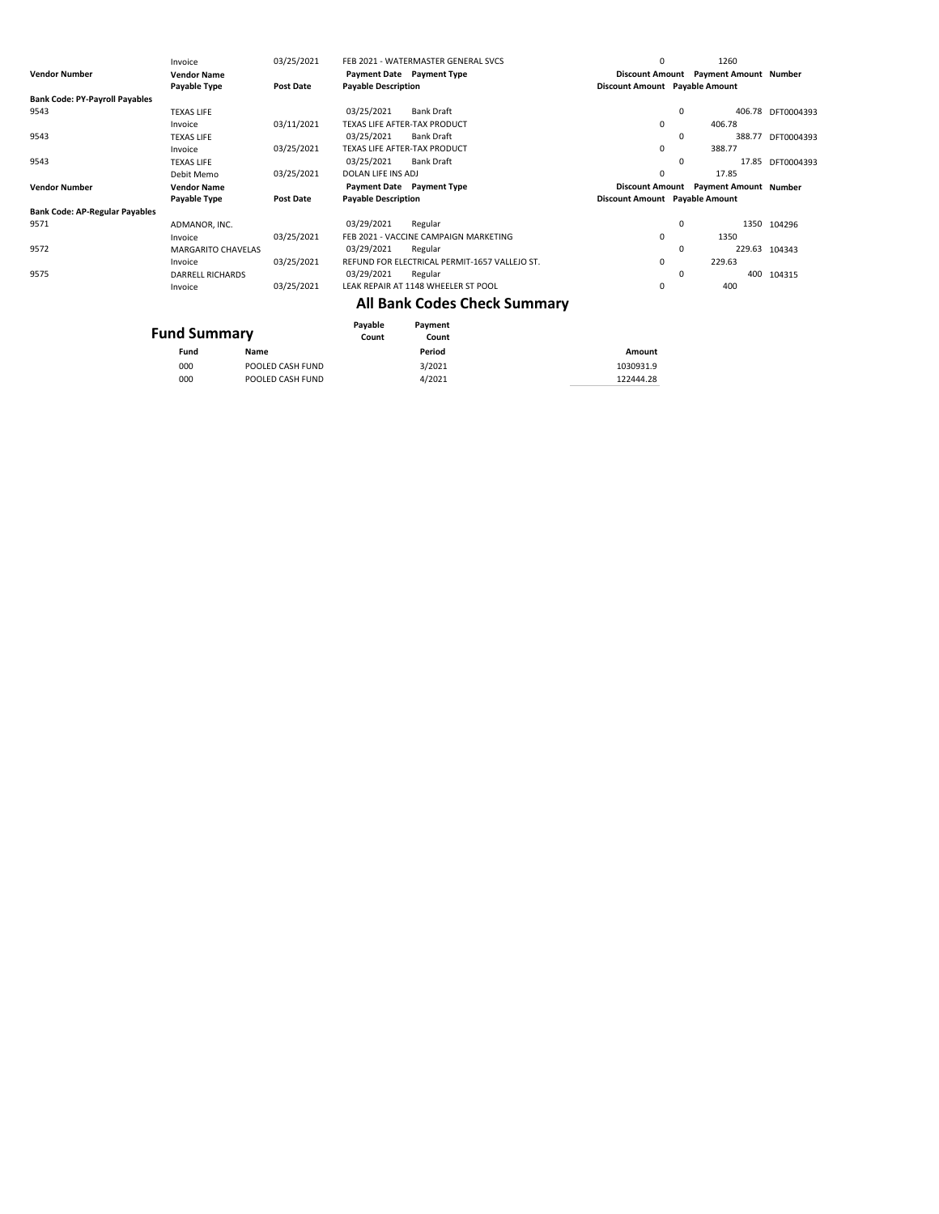| Vendor Number | Vendor Name | Post Date | Payment Date | Payment Type | Discount Amount | Payment Amount | Number |
|---|---|---|---|---|---|---|---|
| | Payable Type | | Payable Description | | Discount Amount | Payable Amount | |
| | Invoice | 03/25/2021 | FEB 2021 - WATERMASTER GENERAL SVCS | | 0 | 1260 | |
| **Bank Code: PY-Payroll Payables** | | | | | | | |
| 9543 | TEXAS LIFE | | 03/25/2021 | Bank Draft | 0 | 406.78 | DFT0004393 |
| | Invoice | 03/11/2021 | TEXAS LIFE AFTER-TAX PRODUCT | | 0 | 406.78 | |
| 9543 | TEXAS LIFE | | 03/25/2021 | Bank Draft | 0 | 388.77 | DFT0004393 |
| | Invoice | 03/25/2021 | TEXAS LIFE AFTER-TAX PRODUCT | | 0 | 388.77 | |
| 9543 | TEXAS LIFE | | 03/25/2021 | Bank Draft | 0 | 17.85 | DFT0004393 |
| | Debit Memo | 03/25/2021 | DOLAN LIFE INS ADJ | | 0 | 17.85 | |
| **Bank Code: AP-Regular Payables** | | | | | | | |
| 9571 | ADMANOR, INC. | | 03/29/2021 | Regular | 0 | 1350 | 104296 |
| | Invoice | 03/25/2021 | FEB 2021 - VACCINE CAMPAIGN MARKETING | | 0 | 1350 | |
| 9572 | MARGARITO CHAVELAS | | 03/29/2021 | Regular | 0 | 229.63 | 104343 |
| | Invoice | 03/25/2021 | REFUND FOR ELECTRICAL PERMIT-1657 VALLEJO ST. | | 0 | 229.63 | |
| 9575 | DARRELL RICHARDS | | 03/29/2021 | Regular | 0 | 400 | 104315 |
| | Invoice | 03/25/2021 | LEAK REPAIR AT 1148 WHEELER ST POOL | | 0 | 400 | |

## All Bank Codes Check Summary

Payable Count | Payment Count

## Fund Summary

| Fund | Name | Period | Amount |
|---|---|---|---|
| 000 | POOLED CASH FUND | 3/2021 | 1030931.9 |
| 000 | POOLED CASH FUND | 4/2021 | 122444.28 |